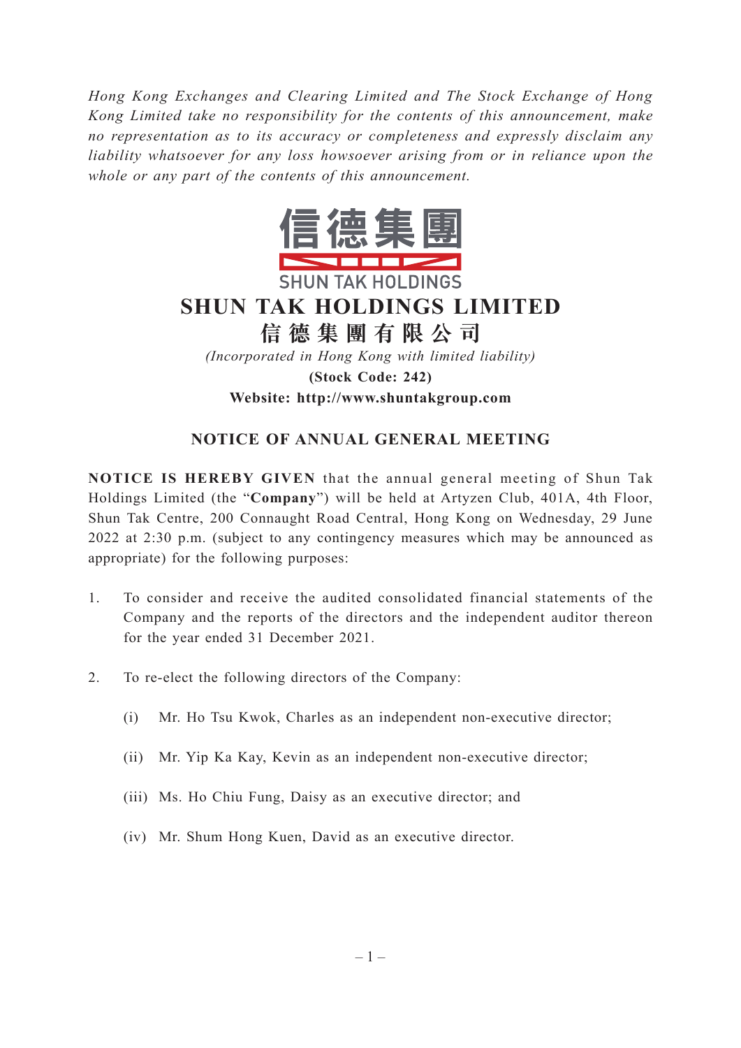*Hong Kong Exchanges and Clearing Limited and The Stock Exchange of Hong Kong Limited take no responsibility for the contents of this announcement, make no representation as to its accuracy or completeness and expressly disclaim any liability whatsoever for any loss howsoever arising from or in reliance upon the whole or any part of the contents of this announcement.*

信德集團

SHUN TAK HOLDINGS

# SHUN TAK HOLDINGS LIMITED

# 信德集團有限公司

*(Incorporated in Hong Kong with limited liability)*

**(Stock Code: 242)**

**Website: http://www.shuntakgroup.com**

## NOTICE OF ANNUAL GENERAL MEETING

**NOTICE IS HEREBY GIVEN** that the annual general meeting of Shun Tak Holdings Limited (the "**Company**") will be held at Artyzen Club, 401A, 4th Floor, Shun Tak Centre, 200 Connaught Road Central, Hong Kong on Wednesday, 29 June 2022 at 2:30 p.m. (subject to any contingency measures which may be announced as appropriate) for the following purposes:

1. To consider and receive the audited consolidated financial statements of the Company and the reports of the directors and the independent auditor thereon for the year ended 31 December 2021.

2. To re-elect the following directors of the Company:

   (i) Mr. Ho Tsu Kwok, Charles as an independent non-executive director;

   (ii) Mr. Yip Ka Kay, Kevin as an independent non-executive director;

   (iii) Ms. Ho Chiu Fung, Daisy as an executive director; and

   (iv) Mr. Shum Hong Kuen, David as an executive director.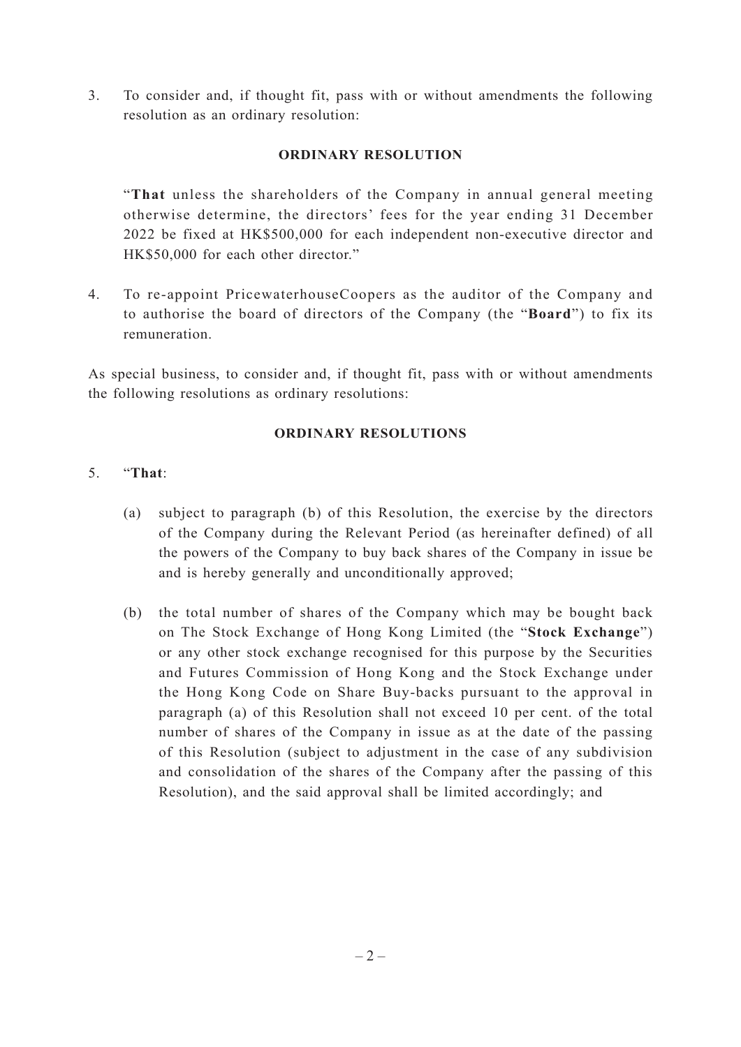3. To consider and, if thought fit, pass with or without amendments the following resolution as an ordinary resolution:

**ORDINARY RESOLUTION**

"**That** unless the shareholders of the Company in annual general meeting otherwise determine, the directors' fees for the year ending 31 December 2022 be fixed at HK$500,000 for each independent non-executive director and HK$50,000 for each other director."

4. To re-appoint PricewaterhouseCoopers as the auditor of the Company and to authorise the board of directors of the Company (the "**Board**") to fix its remuneration.

As special business, to consider and, if thought fit, pass with or without amendments the following resolutions as ordinary resolutions:

**ORDINARY RESOLUTIONS**

5. "**That**:

   (a) subject to paragraph (b) of this Resolution, the exercise by the directors of the Company during the Relevant Period (as hereinafter defined) of all the powers of the Company to buy back shares of the Company in issue be and is hereby generally and unconditionally approved;

   (b) the total number of shares of the Company which may be bought back on The Stock Exchange of Hong Kong Limited (the "**Stock Exchange**") or any other stock exchange recognised for this purpose by the Securities and Futures Commission of Hong Kong and the Stock Exchange under the Hong Kong Code on Share Buy-backs pursuant to the approval in paragraph (a) of this Resolution shall not exceed 10 per cent. of the total number of shares of the Company in issue as at the date of the passing of this Resolution (subject to adjustment in the case of any subdivision and consolidation of the shares of the Company after the passing of this Resolution), and the said approval shall be limited accordingly; and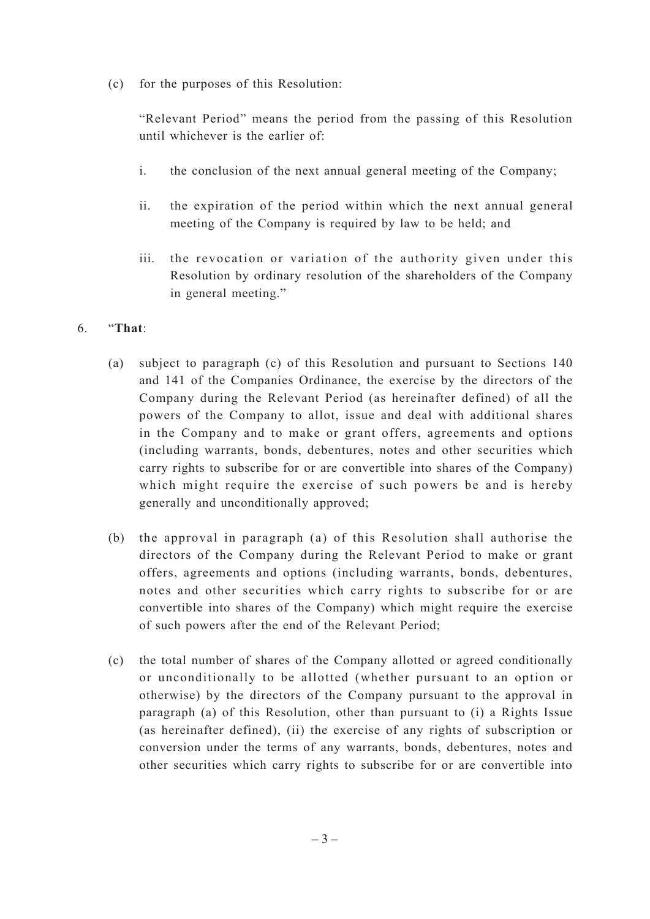(c) for the purposes of this Resolution:

"Relevant Period" means the period from the passing of this Resolution until whichever is the earlier of:

i. the conclusion of the next annual general meeting of the Company;

ii. the expiration of the period within which the next annual general meeting of the Company is required by law to be held; and

iii. the revocation or variation of the authority given under this Resolution by ordinary resolution of the shareholders of the Company in general meeting."

6. "**That**:

(a) subject to paragraph (c) of this Resolution and pursuant to Sections 140 and 141 of the Companies Ordinance, the exercise by the directors of the Company during the Relevant Period (as hereinafter defined) of all the powers of the Company to allot, issue and deal with additional shares in the Company and to make or grant offers, agreements and options (including warrants, bonds, debentures, notes and other securities which carry rights to subscribe for or are convertible into shares of the Company) which might require the exercise of such powers be and is hereby generally and unconditionally approved;

(b) the approval in paragraph (a) of this Resolution shall authorise the directors of the Company during the Relevant Period to make or grant offers, agreements and options (including warrants, bonds, debentures, notes and other securities which carry rights to subscribe for or are convertible into shares of the Company) which might require the exercise of such powers after the end of the Relevant Period;

(c) the total number of shares of the Company allotted or agreed conditionally or unconditionally to be allotted (whether pursuant to an option or otherwise) by the directors of the Company pursuant to the approval in paragraph (a) of this Resolution, other than pursuant to (i) a Rights Issue (as hereinafter defined), (ii) the exercise of any rights of subscription or conversion under the terms of any warrants, bonds, debentures, notes and other securities which carry rights to subscribe for or are convertible into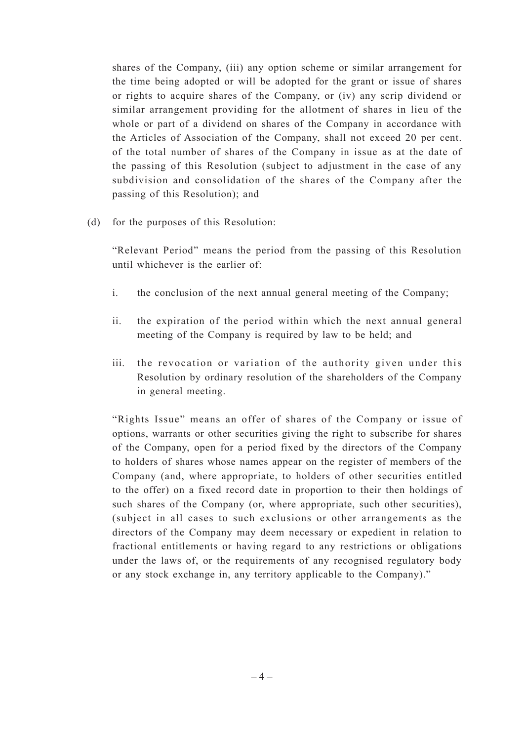shares of the Company, (iii) any option scheme or similar arrangement for the time being adopted or will be adopted for the grant or issue of shares or rights to acquire shares of the Company, or (iv) any scrip dividend or similar arrangement providing for the allotment of shares in lieu of the whole or part of a dividend on shares of the Company in accordance with the Articles of Association of the Company, shall not exceed 20 per cent. of the total number of shares of the Company in issue as at the date of the passing of this Resolution (subject to adjustment in the case of any subdivision and consolidation of the shares of the Company after the passing of this Resolution); and

(d) for the purposes of this Resolution:

"Relevant Period" means the period from the passing of this Resolution until whichever is the earlier of:

i. the conclusion of the next annual general meeting of the Company;

ii. the expiration of the period within which the next annual general meeting of the Company is required by law to be held; and

iii. the revocation or variation of the authority given under this Resolution by ordinary resolution of the shareholders of the Company in general meeting.

"Rights Issue" means an offer of shares of the Company or issue of options, warrants or other securities giving the right to subscribe for shares of the Company, open for a period fixed by the directors of the Company to holders of shares whose names appear on the register of members of the Company (and, where appropriate, to holders of other securities entitled to the offer) on a fixed record date in proportion to their then holdings of such shares of the Company (or, where appropriate, such other securities), (subject in all cases to such exclusions or other arrangements as the directors of the Company may deem necessary or expedient in relation to fractional entitlements or having regard to any restrictions or obligations under the laws of, or the requirements of any recognised regulatory body or any stock exchange in, any territory applicable to the Company)."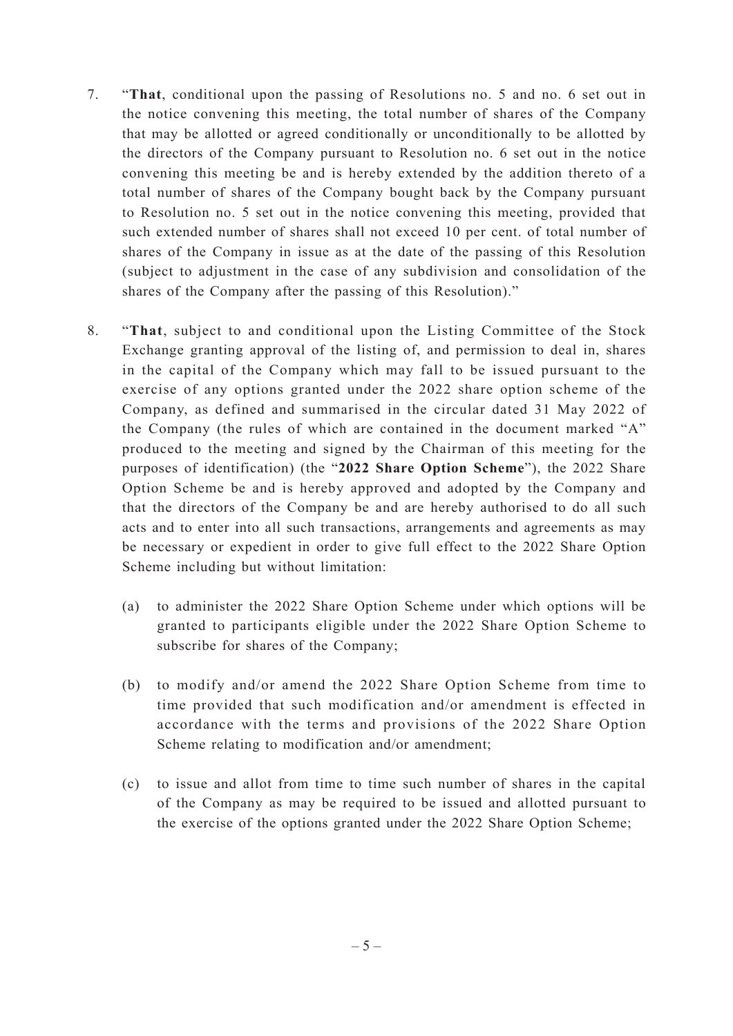7. "**That**, conditional upon the passing of Resolutions no. 5 and no. 6 set out in the notice convening this meeting, the total number of shares of the Company that may be allotted or agreed conditionally or unconditionally to be allotted by the directors of the Company pursuant to Resolution no. 6 set out in the notice convening this meeting be and is hereby extended by the addition thereto of a total number of shares of the Company bought back by the Company pursuant to Resolution no. 5 set out in the notice convening this meeting, provided that such extended number of shares shall not exceed 10 per cent. of total number of shares of the Company in issue as at the date of the passing of this Resolution (subject to adjustment in the case of any subdivision and consolidation of the shares of the Company after the passing of this Resolution)."

8. "**That**, subject to and conditional upon the Listing Committee of the Stock Exchange granting approval of the listing of, and permission to deal in, shares in the capital of the Company which may fall to be issued pursuant to the exercise of any options granted under the 2022 share option scheme of the Company, as defined and summarised in the circular dated 31 May 2022 of the Company (the rules of which are contained in the document marked "A" produced to the meeting and signed by the Chairman of this meeting for the purposes of identification) (the "**2022 Share Option Scheme**"), the 2022 Share Option Scheme be and is hereby approved and adopted by the Company and that the directors of the Company be and are hereby authorised to do all such acts and to enter into all such transactions, arrangements and agreements as may be necessary or expedient in order to give full effect to the 2022 Share Option Scheme including but without limitation:

   (a) to administer the 2022 Share Option Scheme under which options will be granted to participants eligible under the 2022 Share Option Scheme to subscribe for shares of the Company;

   (b) to modify and/or amend the 2022 Share Option Scheme from time to time provided that such modification and/or amendment is effected in accordance with the terms and provisions of the 2022 Share Option Scheme relating to modification and/or amendment;

   (c) to issue and allot from time to time such number of shares in the capital of the Company as may be required to be issued and allotted pursuant to the exercise of the options granted under the 2022 Share Option Scheme;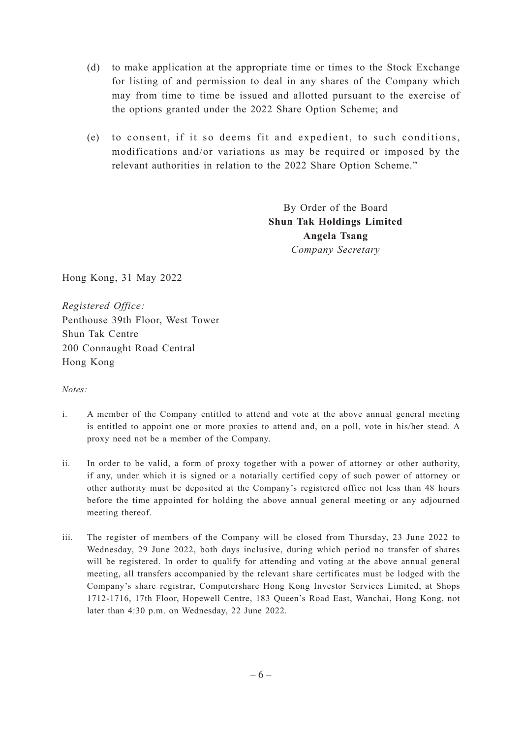(d) to make application at the appropriate time or times to the Stock Exchange for listing of and permission to deal in any shares of the Company which may from time to time be issued and allotted pursuant to the exercise of the options granted under the 2022 Share Option Scheme; and

(e) to consent, if it so deems fit and expedient, to such conditions, modifications and/or variations as may be required or imposed by the relevant authorities in relation to the 2022 Share Option Scheme."

By Order of the Board
**Shun Tak Holdings Limited**
**Angela Tsang**
*Company Secretary*

Hong Kong, 31 May 2022

*Registered Office:*
Penthouse 39th Floor, West Tower
Shun Tak Centre
200 Connaught Road Central
Hong Kong

*Notes:*

i. A member of the Company entitled to attend and vote at the above annual general meeting is entitled to appoint one or more proxies to attend and, on a poll, vote in his/her stead. A proxy need not be a member of the Company.

ii. In order to be valid, a form of proxy together with a power of attorney or other authority, if any, under which it is signed or a notarially certified copy of such power of attorney or other authority must be deposited at the Company's registered office not less than 48 hours before the time appointed for holding the above annual general meeting or any adjourned meeting thereof.

iii. The register of members of the Company will be closed from Thursday, 23 June 2022 to Wednesday, 29 June 2022, both days inclusive, during which period no transfer of shares will be registered. In order to qualify for attending and voting at the above annual general meeting, all transfers accompanied by the relevant share certificates must be lodged with the Company's share registrar, Computershare Hong Kong Investor Services Limited, at Shops 1712-1716, 17th Floor, Hopewell Centre, 183 Queen's Road East, Wanchai, Hong Kong, not later than 4:30 p.m. on Wednesday, 22 June 2022.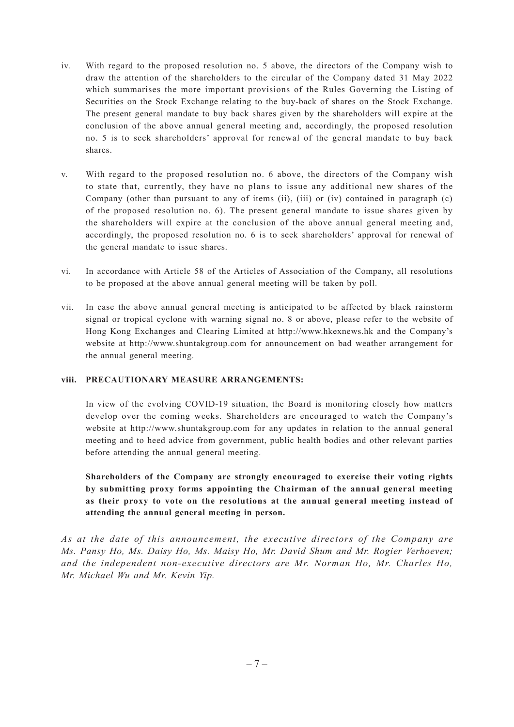iv. With regard to the proposed resolution no. 5 above, the directors of the Company wish to draw the attention of the shareholders to the circular of the Company dated 31 May 2022 which summarises the more important provisions of the Rules Governing the Listing of Securities on the Stock Exchange relating to the buy-back of shares on the Stock Exchange. The present general mandate to buy back shares given by the shareholders will expire at the conclusion of the above annual general meeting and, accordingly, the proposed resolution no. 5 is to seek shareholders' approval for renewal of the general mandate to buy back shares.

v. With regard to the proposed resolution no. 6 above, the directors of the Company wish to state that, currently, they have no plans to issue any additional new shares of the Company (other than pursuant to any of items (ii), (iii) or (iv) contained in paragraph (c) of the proposed resolution no. 6). The present general mandate to issue shares given by the shareholders will expire at the conclusion of the above annual general meeting and, accordingly, the proposed resolution no. 6 is to seek shareholders' approval for renewal of the general mandate to issue shares.

vi. In accordance with Article 58 of the Articles of Association of the Company, all resolutions to be proposed at the above annual general meeting will be taken by poll.

vii. In case the above annual general meeting is anticipated to be affected by black rainstorm signal or tropical cyclone with warning signal no. 8 or above, please refer to the website of Hong Kong Exchanges and Clearing Limited at http://www.hkexnews.hk and the Company's website at http://www.shuntakgroup.com for announcement on bad weather arrangement for the annual general meeting.

**viii. PRECAUTIONARY MEASURE ARRANGEMENTS:**

In view of the evolving COVID-19 situation, the Board is monitoring closely how matters develop over the coming weeks. Shareholders are encouraged to watch the Company's website at http://www.shuntakgroup.com for any updates in relation to the annual general meeting and to heed advice from government, public health bodies and other relevant parties before attending the annual general meeting.

**Shareholders of the Company are strongly encouraged to exercise their voting rights by submitting proxy forms appointing the Chairman of the annual general meeting as their proxy to vote on the resolutions at the annual general meeting instead of attending the annual general meeting in person.**

*As at the date of this announcement, the executive directors of the Company are Ms. Pansy Ho, Ms. Daisy Ho, Ms. Maisy Ho, Mr. David Shum and Mr. Rogier Verhoeven; and the independent non-executive directors are Mr. Norman Ho, Mr. Charles Ho, Mr. Michael Wu and Mr. Kevin Yip.*